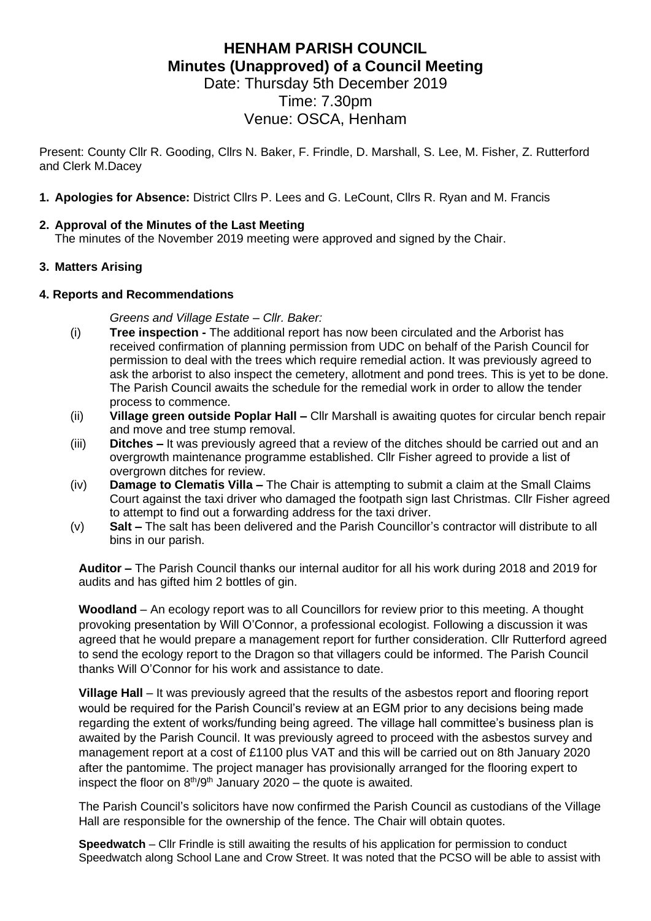# HENHAM PARISH COUNCIL
## Minutes (Unapproved) of a Council Meeting

Date: Thursday 5th December 2019
Time: 7.30pm
Venue: OSCA, Henham

Present: County Cllr R. Gooding, Cllrs N. Baker, F. Frindle, D. Marshall, S. Lee, M. Fisher, Z. Rutterford and Clerk M.Dacey

1. **Apologies for Absence:** District Cllrs P. Lees and G. LeCount, Cllrs R. Ryan and M. Francis

2. **Approval of the Minutes of the Last Meeting**
   The minutes of the November 2019 meeting were approved and signed by the Chair.

3. **Matters Arising**

**4. Reports and Recommendations**

*Greens and Village Estate – Cllr. Baker:*

(i) **Tree inspection -** The additional report has now been circulated and the Arborist has received confirmation of planning permission from UDC on behalf of the Parish Council for permission to deal with the trees which require remedial action. It was previously agreed to ask the arborist to also inspect the cemetery, allotment and pond trees. This is yet to be done. The Parish Council awaits the schedule for the remedial work in order to allow the tender process to commence.

(ii) **Village green outside Poplar Hall –** Cllr Marshall is awaiting quotes for circular bench repair and move and tree stump removal.

(iii) **Ditches –** It was previously agreed that a review of the ditches should be carried out and an overgrowth maintenance programme established. Cllr Fisher agreed to provide a list of overgrown ditches for review.

(iv) **Damage to Clematis Villa –** The Chair is attempting to submit a claim at the Small Claims Court against the taxi driver who damaged the footpath sign last Christmas. Cllr Fisher agreed to attempt to find out a forwarding address for the taxi driver.

(v) **Salt –** The salt has been delivered and the Parish Councillor's contractor will distribute to all bins in our parish.

**Auditor –** The Parish Council thanks our internal auditor for all his work during 2018 and 2019 for audits and has gifted him 2 bottles of gin.

**Woodland** – An ecology report was to all Councillors for review prior to this meeting. A thought provoking presentation by Will O'Connor, a professional ecologist. Following a discussion it was agreed that he would prepare a management report for further consideration. Cllr Rutterford agreed to send the ecology report to the Dragon so that villagers could be informed. The Parish Council thanks Will O'Connor for his work and assistance to date.

**Village Hall** – It was previously agreed that the results of the asbestos report and flooring report would be required for the Parish Council's review at an EGM prior to any decisions being made regarding the extent of works/funding being agreed. The village hall committee's business plan is awaited by the Parish Council. It was previously agreed to proceed with the asbestos survey and management report at a cost of £1100 plus VAT and this will be carried out on 8th January 2020 after the pantomime. The project manager has provisionally arranged for the flooring expert to inspect the floor on 8th/9th January 2020 – the quote is awaited.

The Parish Council's solicitors have now confirmed the Parish Council as custodians of the Village Hall are responsible for the ownership of the fence. The Chair will obtain quotes.

**Speedwatch** – Cllr Frindle is still awaiting the results of his application for permission to conduct Speedwatch along School Lane and Crow Street. It was noted that the PCSO will be able to assist with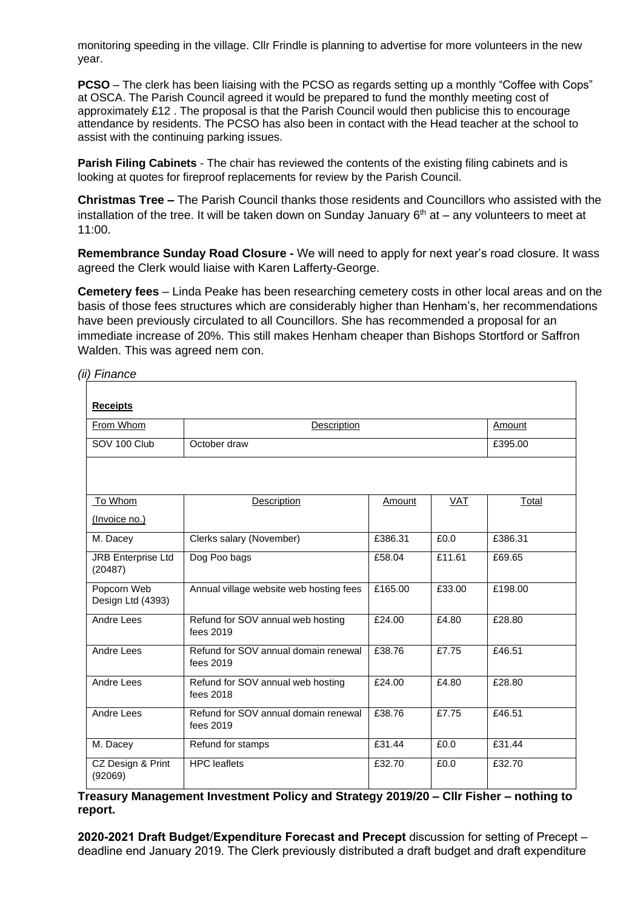monitoring speeding in the village. Cllr Frindle is planning to advertise for more volunteers in the new year.

**PCSO** – The clerk has been liaising with the PCSO as regards setting up a monthly "Coffee with Cops" at OSCA. The Parish Council agreed it would be prepared to fund the monthly meeting cost of approximately £12 . The proposal is that the Parish Council would then publicise this to encourage attendance by residents. The PCSO has also been in contact with the Head teacher at the school to assist with the continuing parking issues.

**Parish Filing Cabinets** - The chair has reviewed the contents of the existing filing cabinets and is looking at quotes for fireproof replacements for review by the Parish Council.

**Christmas Tree –** The Parish Council thanks those residents and Councillors who assisted with the installation of the tree. It will be taken down on Sunday January 6th at – any volunteers to meet at 11:00.

**Remembrance Sunday Road Closure -** We will need to apply for next year's road closure. It wass agreed the Clerk would liaise with Karen Lafferty-George.

**Cemetery fees** – Linda Peake has been researching cemetery costs in other local areas and on the basis of those fees structures which are considerably higher than Henham's, her recommendations have been previously circulated to all Councillors. She has recommended a proposal for an immediate increase of 20%. This still makes Henham cheaper than Bishops Stortford or Saffron Walden. This was agreed nem con.

*(ii) Finance*

**Receipts**

| From Whom | Description | Amount |
|---|---|---|
| SOV 100 Club | October draw | £395.00 |

| To Whom (Invoice no.) | Description | Amount | VAT | Total |
|---|---|---|---|---|
| M. Dacey | Clerks salary (November) | £386.31 | £0.0 | £386.31 |
| JRB Enterprise Ltd (20487) | Dog Poo bags | £58.04 | £11.61 | £69.65 |
| Popcorn Web Design Ltd (4393) | Annual village website web hosting fees | £165.00 | £33.00 | £198.00 |
| Andre Lees | Refund for SOV annual web hosting fees 2019 | £24.00 | £4.80 | £28.80 |
| Andre Lees | Refund for SOV annual domain renewal fees 2019 | £38.76 | £7.75 | £46.51 |
| Andre Lees | Refund for SOV annual web hosting fees 2018 | £24.00 | £4.80 | £28.80 |
| Andre Lees | Refund for SOV annual domain renewal fees 2019 | £38.76 | £7.75 | £46.51 |
| M. Dacey | Refund for stamps | £31.44 | £0.0 | £31.44 |
| CZ Design & Print (92069) | HPC leaflets | £32.70 | £0.0 | £32.70 |

**Treasury Management Investment Policy and Strategy 2019/20 – Cllr Fisher – nothing to report.**

**2020-2021 Draft Budget**/**Expenditure Forecast and Precept** discussion for setting of Precept – deadline end January 2019. The Clerk previously distributed a draft budget and draft expenditure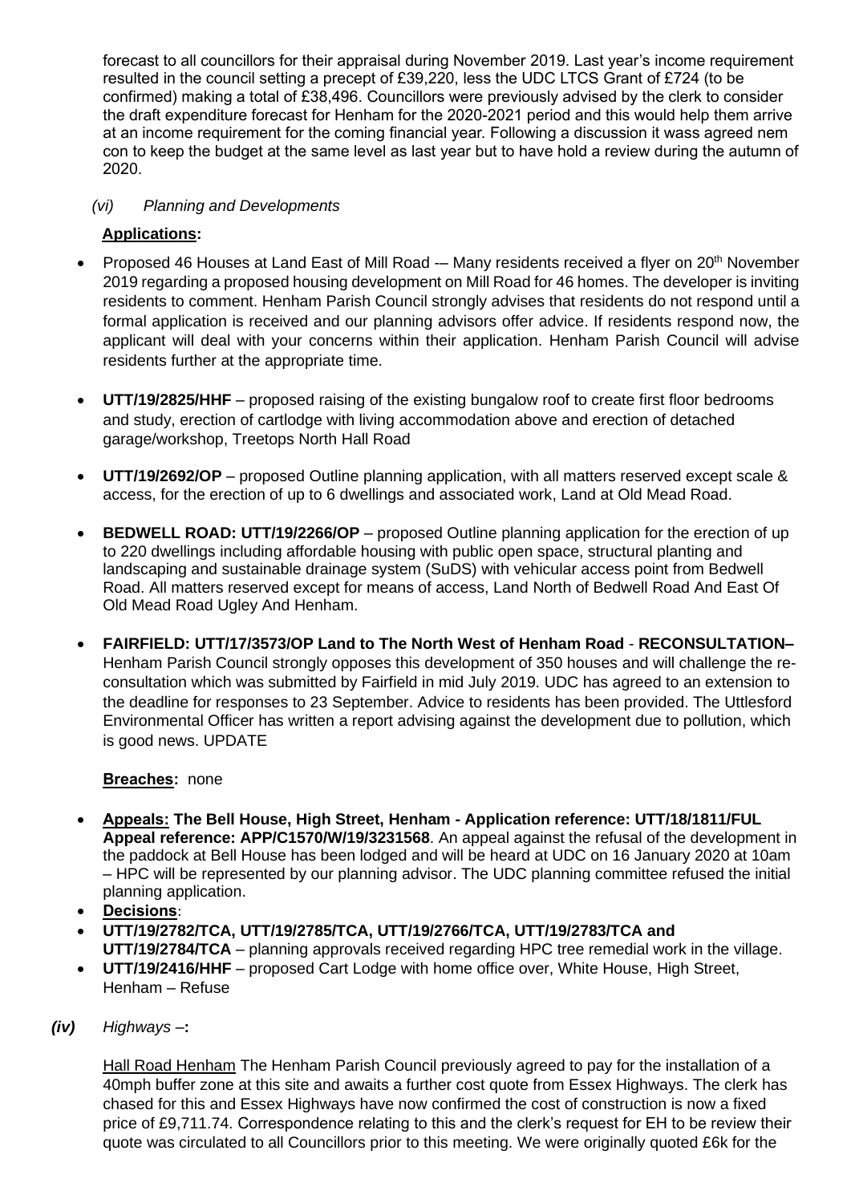forecast to all councillors for their appraisal during November 2019. Last year's income requirement resulted in the council setting a precept of £39,220, less the UDC LTCS Grant of £724 (to be confirmed) making a total of £38,496. Councillors were previously advised by the clerk to consider the draft expenditure forecast for Henham for the 2020-2021 period and this would help them arrive at an income requirement for the coming financial year. Following a discussion it wass agreed nem con to keep the budget at the same level as last year but to have hold a review during the autumn of 2020.

*(vi) Planning and Developments*

**Applications:**

- Proposed 46 Houses at Land East of Mill Road -– Many residents received a flyer on 20th November 2019 regarding a proposed housing development on Mill Road for 46 homes. The developer is inviting residents to comment. Henham Parish Council strongly advises that residents do not respond until a formal application is received and our planning advisors offer advice. If residents respond now, the applicant will deal with your concerns within their application. Henham Parish Council will advise residents further at the appropriate time.

- **UTT/19/2825/HHF** – proposed raising of the existing bungalow roof to create first floor bedrooms and study, erection of cartlodge with living accommodation above and erection of detached garage/workshop, Treetops North Hall Road

- **UTT/19/2692/OP** – proposed Outline planning application, with all matters reserved except scale & access, for the erection of up to 6 dwellings and associated work, Land at Old Mead Road.

- **BEDWELL ROAD: UTT/19/2266/OP** – proposed Outline planning application for the erection of up to 220 dwellings including affordable housing with public open space, structural planting and landscaping and sustainable drainage system (SuDS) with vehicular access point from Bedwell Road. All matters reserved except for means of access, Land North of Bedwell Road And East Of Old Mead Road Ugley And Henham.

- **FAIRFIELD: UTT/17/3573/OP Land to The North West of Henham Road** - **RECONSULTATION–** Henham Parish Council strongly opposes this development of 350 houses and will challenge the re-consultation which was submitted by Fairfield in mid July 2019. UDC has agreed to an extension to the deadline for responses to 23 September. Advice to residents has been provided. The Uttlesford Environmental Officer has written a report advising against the development due to pollution, which is good news. UPDATE

**Breaches:** none

- **Appeals: The Bell House, High Street, Henham - Application reference: UTT/18/1811/FUL Appeal reference: APP/C1570/W/19/3231568**. An appeal against the refusal of the development in the paddock at Bell House has been lodged and will be heard at UDC on 16 January 2020 at 10am – HPC will be represented by our planning advisor. The UDC planning committee refused the initial planning application.
- **Decisions**:
- **UTT/19/2782/TCA, UTT/19/2785/TCA, UTT/19/2766/TCA, UTT/19/2783/TCA and UTT/19/2784/TCA** – planning approvals received regarding HPC tree remedial work in the village.
- **UTT/19/2416/HHF** – proposed Cart Lodge with home office over, White House, High Street, Henham – Refuse

***(iv)*** *Highways* –**:**

Hall Road Henham The Henham Parish Council previously agreed to pay for the installation of a 40mph buffer zone at this site and awaits a further cost quote from Essex Highways. The clerk has chased for this and Essex Highways have now confirmed the cost of construction is now a fixed price of £9,711.74. Correspondence relating to this and the clerk's request for EH to be review their quote was circulated to all Councillors prior to this meeting. We were originally quoted £6k for the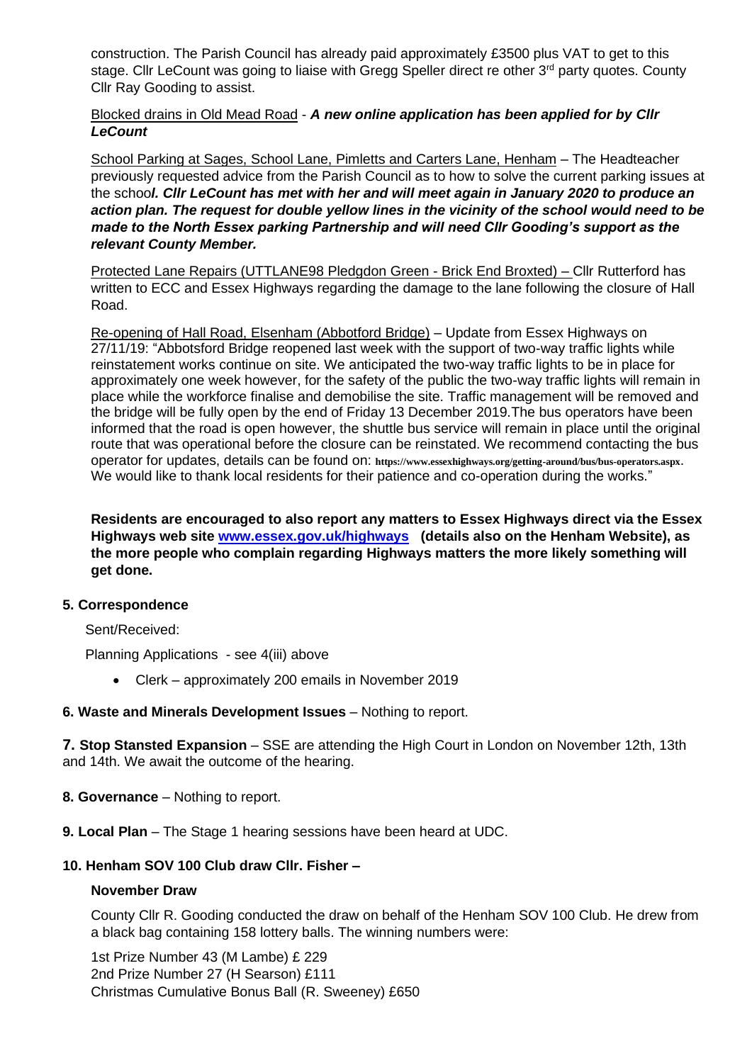construction. The Parish Council has already paid approximately £3500 plus VAT to get to this stage. Cllr LeCount was going to liaise with Gregg Speller direct re other 3rd party quotes. County Cllr Ray Gooding to assist.

Blocked drains in Old Mead Road - ***A new online application has been applied for by Cllr LeCount***

School Parking at Sages, School Lane, Pimletts and Carters Lane, Henham – The Headteacher previously requested advice from the Parish Council as to how to solve the current parking issues at the school***. Cllr LeCount has met with her and will meet again in January 2020 to produce an action plan. The request for double yellow lines in the vicinity of the school would need to be made to the North Essex parking Partnership and will need Cllr Gooding's support as the relevant County Member.***

Protected Lane Repairs (UTTLANE98 Pledgdon Green - Brick End Broxted) – Cllr Rutterford has written to ECC and Essex Highways regarding the damage to the lane following the closure of Hall Road.

Re-opening of Hall Road, Elsenham (Abbotford Bridge) – Update from Essex Highways on 27/11/19: "Abbotsford Bridge reopened last week with the support of two-way traffic lights while reinstatement works continue on site. We anticipated the two-way traffic lights to be in place for approximately one week however, for the safety of the public the two-way traffic lights will remain in place while the workforce finalise and demobilise the site. Traffic management will be removed and the bridge will be fully open by the end of Friday 13 December 2019.The bus operators have been informed that the road is open however, the shuttle bus service will remain in place until the original route that was operational before the closure can be reinstated. We recommend contacting the bus operator for updates, details can be found on: https://www.essexhighways.org/getting-around/bus/bus-operators.aspx. We would like to thank local residents for their patience and co-operation during the works."

**Residents are encouraged to also report any matters to Essex Highways direct via the Essex Highways web site www.essex.gov.uk/highways (details also on the Henham Website), as the more people who complain regarding Highways matters the more likely something will get done.**

**5. Correspondence**

Sent/Received:

Planning Applications - see 4(iii) above

- Clerk – approximately 200 emails in November 2019

**6. Waste and Minerals Development Issues** – Nothing to report.

**7. Stop Stansted Expansion** – SSE are attending the High Court in London on November 12th, 13th and 14th. We await the outcome of the hearing.

**8. Governance** – Nothing to report.

**9. Local Plan** – The Stage 1 hearing sessions have been heard at UDC.

**10. Henham SOV 100 Club draw Cllr. Fisher –**

**November Draw**

County Cllr R. Gooding conducted the draw on behalf of the Henham SOV 100 Club. He drew from a black bag containing 158 lottery balls. The winning numbers were:

1st Prize Number 43 (M Lambe) £ 229
2nd Prize Number 27 (H Searson) £111
Christmas Cumulative Bonus Ball (R. Sweeney) £650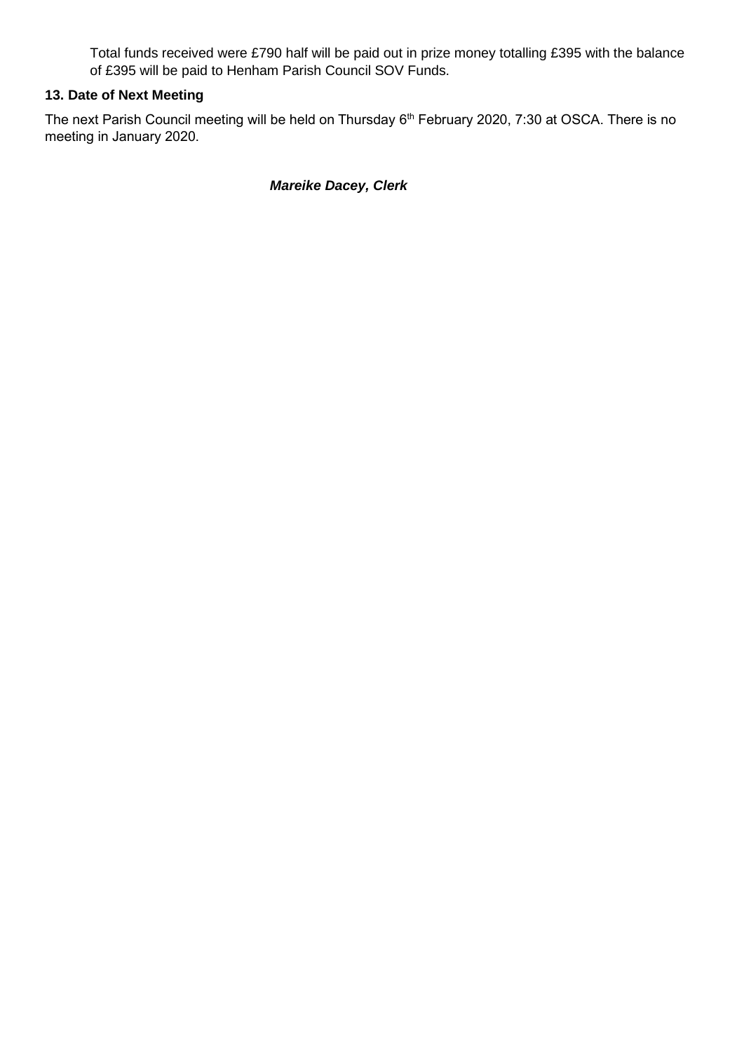Total funds received were £790 half will be paid out in prize money totalling £395 with the balance of £395 will be paid to Henham Parish Council SOV Funds.

**13. Date of Next Meeting**

The next Parish Council meeting will be held on Thursday 6th February 2020, 7:30 at OSCA. There is no meeting in January 2020.

***Mareike Dacey, Clerk***